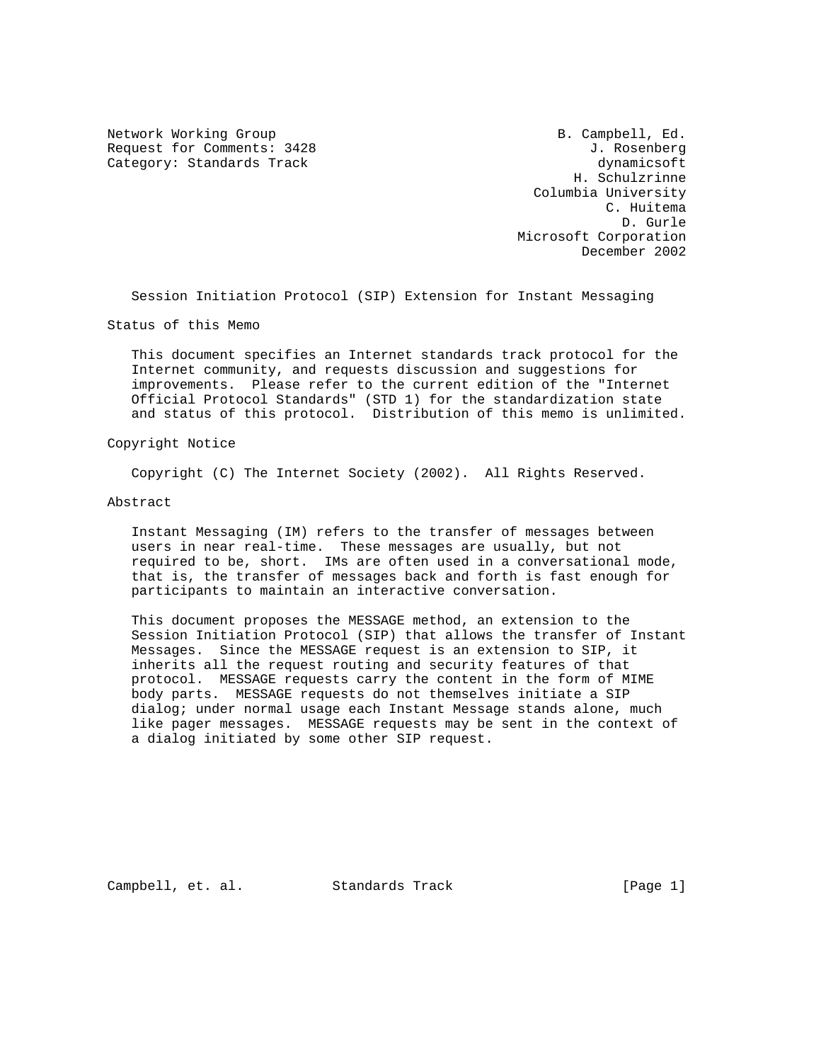Network Working Group                                    B. Campbell, Ed.
Request for Comments: 3428                                   J. Rosenberg
Category: Standards Track                                     dynamicsoft
                                                           H. Schulzrinne
                                                      Columbia University
                                                               C. Huitema
                                                                 D. Gurle
                                                    Microsoft Corporation
                                                            December 2002

# Session Initiation Protocol (SIP) Extension for Instant Messaging

## Status of this Memo

This document specifies an Internet standards track protocol for the Internet community, and requests discussion and suggestions for improvements. Please refer to the current edition of the "Internet Official Protocol Standards" (STD 1) for the standardization state and status of this protocol. Distribution of this memo is unlimited.

## Copyright Notice

Copyright (C) The Internet Society (2002). All Rights Reserved.

## Abstract

Instant Messaging (IM) refers to the transfer of messages between users in near real-time. These messages are usually, but not required to be, short. IMs are often used in a conversational mode, that is, the transfer of messages back and forth is fast enough for participants to maintain an interactive conversation.

This document proposes the MESSAGE method, an extension to the Session Initiation Protocol (SIP) that allows the transfer of Instant Messages. Since the MESSAGE request is an extension to SIP, it inherits all the request routing and security features of that protocol. MESSAGE requests carry the content in the form of MIME body parts. MESSAGE requests do not themselves initiate a SIP dialog; under normal usage each Instant Message stands alone, much like pager messages. MESSAGE requests may be sent in the context of a dialog initiated by some other SIP request.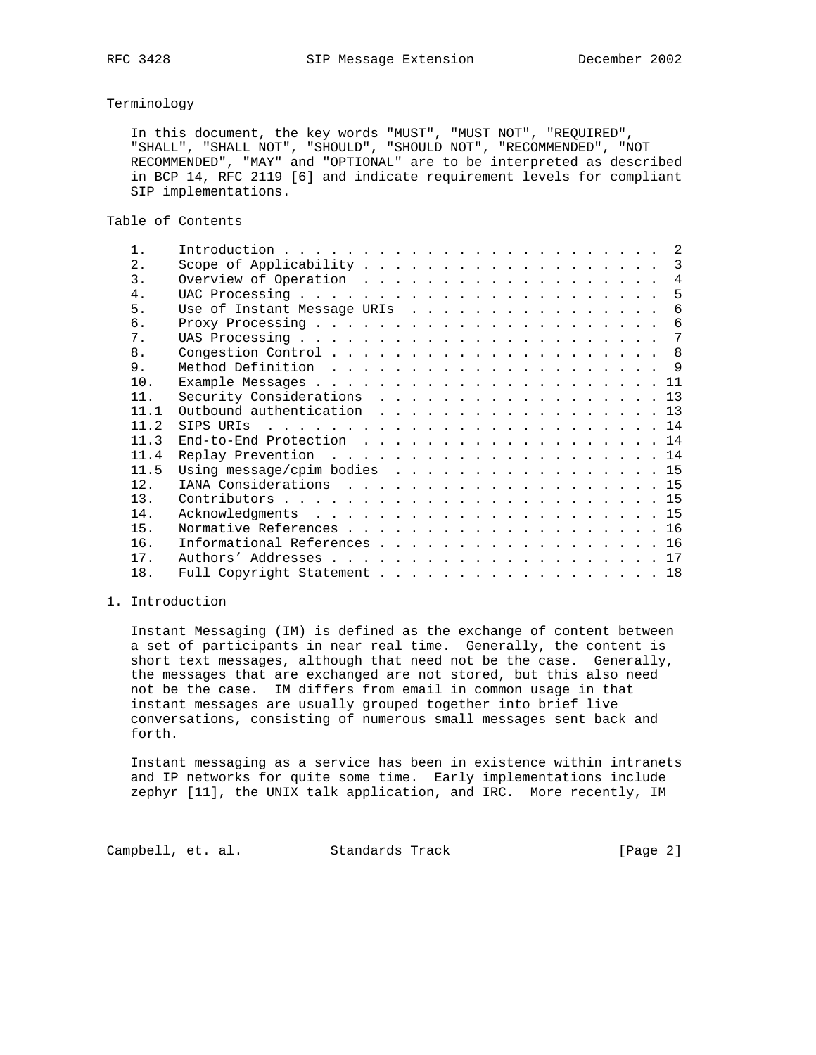## Terminology

In this document, the key words "MUST", "MUST NOT", "REQUIRED", "SHALL", "SHALL NOT", "SHOULD", "SHOULD NOT", "RECOMMENDED", "NOT RECOMMENDED", "MAY" and "OPTIONAL" are to be interpreted as described in BCP 14, RFC 2119 [6] and indicate requirement levels for compliant SIP implementations.

## Table of Contents

```
1.    Introduction . . . . . . . . . . . . . . . . . . . . . . . .  2
2.    Scope of Applicability . . . . . . . . . . . . . . . . . . .  3
3.    Overview of Operation  . . . . . . . . . . . . . . . . . . .  4
4.    UAC Processing . . . . . . . . . . . . . . . . . . . . . . .  5
5.    Use of Instant Message URIs  . . . . . . . . . . . . . . . .  6
6.    Proxy Processing . . . . . . . . . . . . . . . . . . . . . .  6
7.    UAS Processing . . . . . . . . . . . . . . . . . . . . . . .  7
8.    Congestion Control . . . . . . . . . . . . . . . . . . . . .  8
9.    Method Definition  . . . . . . . . . . . . . . . . . . . . .  9
10.   Example Messages . . . . . . . . . . . . . . . . . . . . . . 11
11.   Security Considerations  . . . . . . . . . . . . . . . . . . 13
11.1  Outbound authentication  . . . . . . . . . . . . . . . . . . 13
11.2  SIPS URIs  . . . . . . . . . . . . . . . . . . . . . . . . . 14
11.3  End-to-End Protection  . . . . . . . . . . . . . . . . . . . 14
11.4  Replay Prevention  . . . . . . . . . . . . . . . . . . . . . 14
11.5  Using message/cpim bodies  . . . . . . . . . . . . . . . . . 15
12.   IANA Considerations  . . . . . . . . . . . . . . . . . . . . 15
13.   Contributors . . . . . . . . . . . . . . . . . . . . . . . . 15
14.   Acknowledgments  . . . . . . . . . . . . . . . . . . . . . . 15
15.   Normative References . . . . . . . . . . . . . . . . . . . . 16
16.   Informational References . . . . . . . . . . . . . . . . . . 16
17.   Authors' Addresses . . . . . . . . . . . . . . . . . . . . . 17
18.   Full Copyright Statement . . . . . . . . . . . . . . . . . . 18
```

## 1. Introduction

Instant Messaging (IM) is defined as the exchange of content between a set of participants in near real time. Generally, the content is short text messages, although that need not be the case. Generally, the messages that are exchanged are not stored, but this also need not be the case. IM differs from email in common usage in that instant messages are usually grouped together into brief live conversations, consisting of numerous small messages sent back and forth.

Instant messaging as a service has been in existence within intranets and IP networks for quite some time. Early implementations include zephyr [11], the UNIX talk application, and IRC. More recently, IM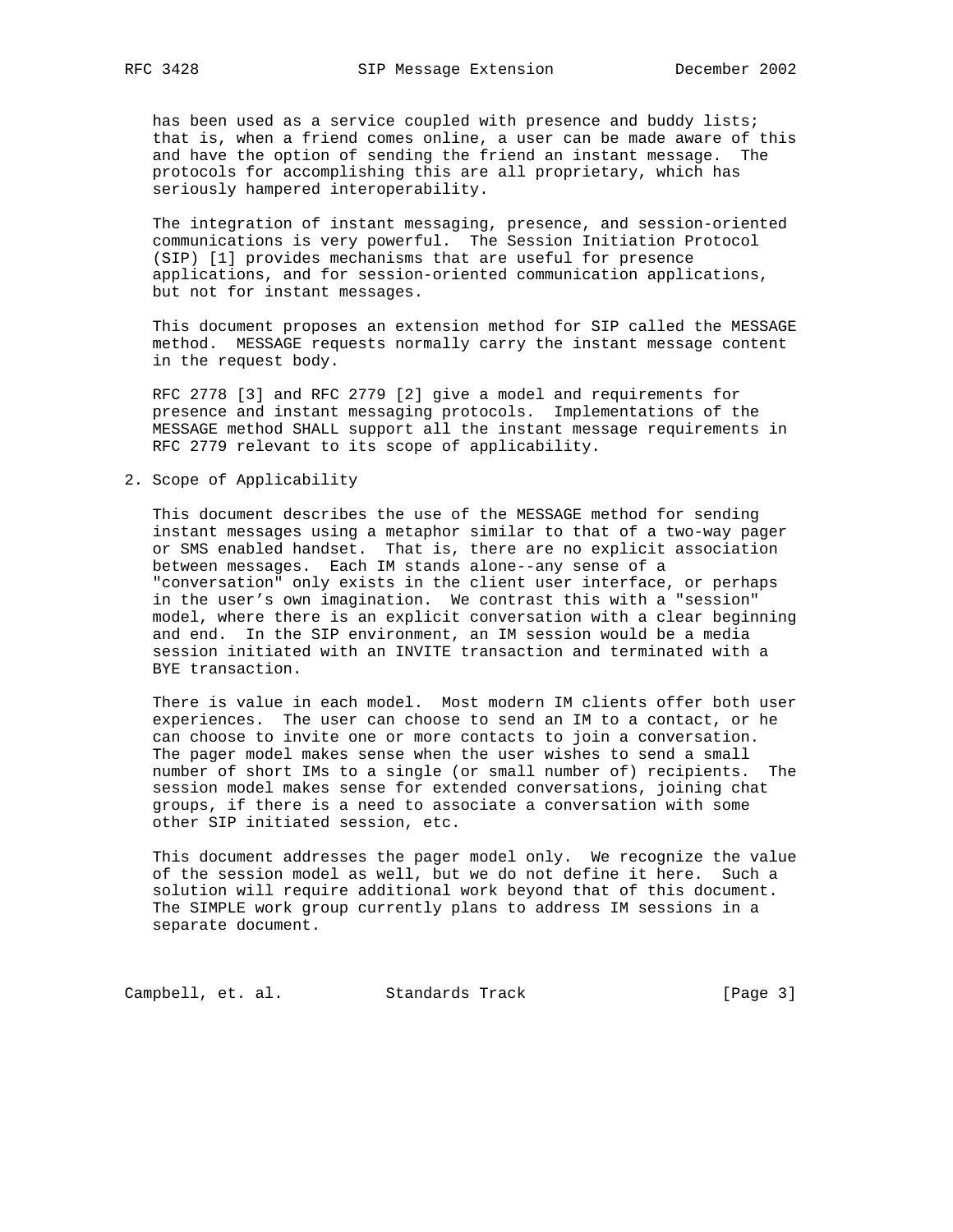has been used as a service coupled with presence and buddy lists; that is, when a friend comes online, a user can be made aware of this and have the option of sending the friend an instant message. The protocols for accomplishing this are all proprietary, which has seriously hampered interoperability.

The integration of instant messaging, presence, and session-oriented communications is very powerful. The Session Initiation Protocol (SIP) [1] provides mechanisms that are useful for presence applications, and for session-oriented communication applications, but not for instant messages.

This document proposes an extension method for SIP called the MESSAGE method. MESSAGE requests normally carry the instant message content in the request body.

RFC 2778 [3] and RFC 2779 [2] give a model and requirements for presence and instant messaging protocols. Implementations of the MESSAGE method SHALL support all the instant message requirements in RFC 2779 relevant to its scope of applicability.

## 2. Scope of Applicability

This document describes the use of the MESSAGE method for sending instant messages using a metaphor similar to that of a two-way pager or SMS enabled handset. That is, there are no explicit association between messages. Each IM stands alone--any sense of a "conversation" only exists in the client user interface, or perhaps in the user's own imagination. We contrast this with a "session" model, where there is an explicit conversation with a clear beginning and end. In the SIP environment, an IM session would be a media session initiated with an INVITE transaction and terminated with a BYE transaction.

There is value in each model. Most modern IM clients offer both user experiences. The user can choose to send an IM to a contact, or he can choose to invite one or more contacts to join a conversation. The pager model makes sense when the user wishes to send a small number of short IMs to a single (or small number of) recipients. The session model makes sense for extended conversations, joining chat groups, if there is a need to associate a conversation with some other SIP initiated session, etc.

This document addresses the pager model only. We recognize the value of the session model as well, but we do not define it here. Such a solution will require additional work beyond that of this document. The SIMPLE work group currently plans to address IM sessions in a separate document.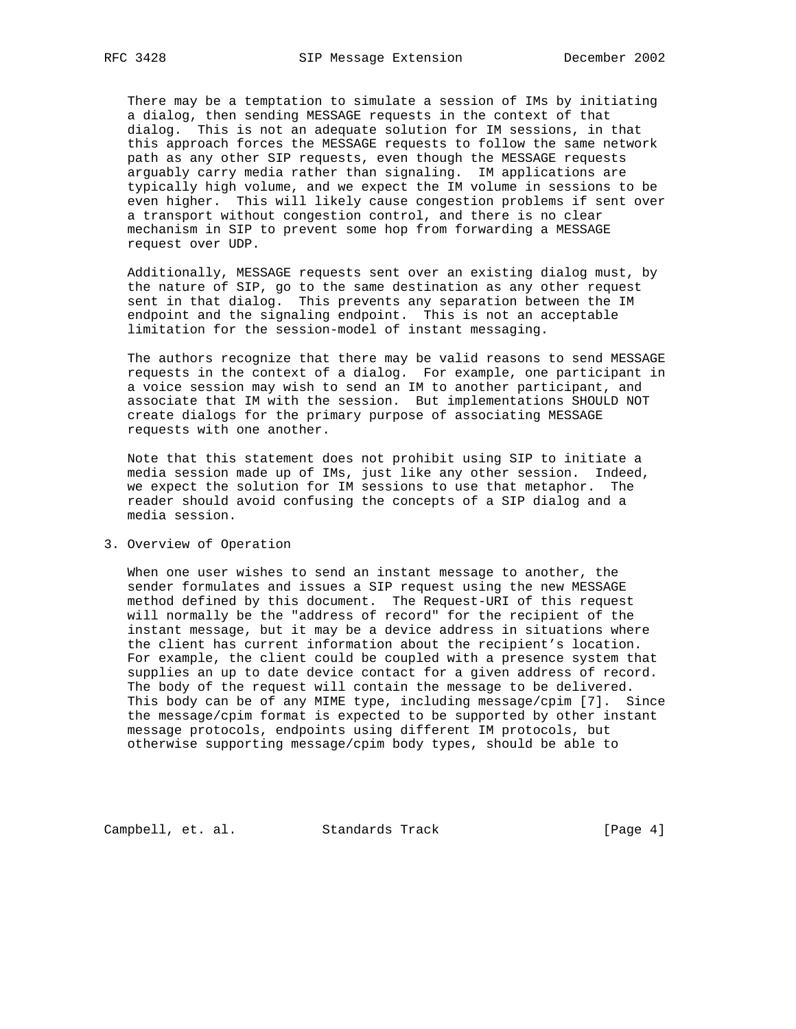There may be a temptation to simulate a session of IMs by initiating a dialog, then sending MESSAGE requests in the context of that dialog. This is not an adequate solution for IM sessions, in that this approach forces the MESSAGE requests to follow the same network path as any other SIP requests, even though the MESSAGE requests arguably carry media rather than signaling. IM applications are typically high volume, and we expect the IM volume in sessions to be even higher. This will likely cause congestion problems if sent over a transport without congestion control, and there is no clear mechanism in SIP to prevent some hop from forwarding a MESSAGE request over UDP.

Additionally, MESSAGE requests sent over an existing dialog must, by the nature of SIP, go to the same destination as any other request sent in that dialog. This prevents any separation between the IM endpoint and the signaling endpoint. This is not an acceptable limitation for the session-model of instant messaging.

The authors recognize that there may be valid reasons to send MESSAGE requests in the context of a dialog. For example, one participant in a voice session may wish to send an IM to another participant, and associate that IM with the session. But implementations SHOULD NOT create dialogs for the primary purpose of associating MESSAGE requests with one another.

Note that this statement does not prohibit using SIP to initiate a media session made up of IMs, just like any other session. Indeed, we expect the solution for IM sessions to use that metaphor. The reader should avoid confusing the concepts of a SIP dialog and a media session.

## 3. Overview of Operation

When one user wishes to send an instant message to another, the sender formulates and issues a SIP request using the new MESSAGE method defined by this document. The Request-URI of this request will normally be the "address of record" for the recipient of the instant message, but it may be a device address in situations where the client has current information about the recipient's location. For example, the client could be coupled with a presence system that supplies an up to date device contact for a given address of record. The body of the request will contain the message to be delivered. This body can be of any MIME type, including message/cpim [7]. Since the message/cpim format is expected to be supported by other instant message protocols, endpoints using different IM protocols, but otherwise supporting message/cpim body types, should be able to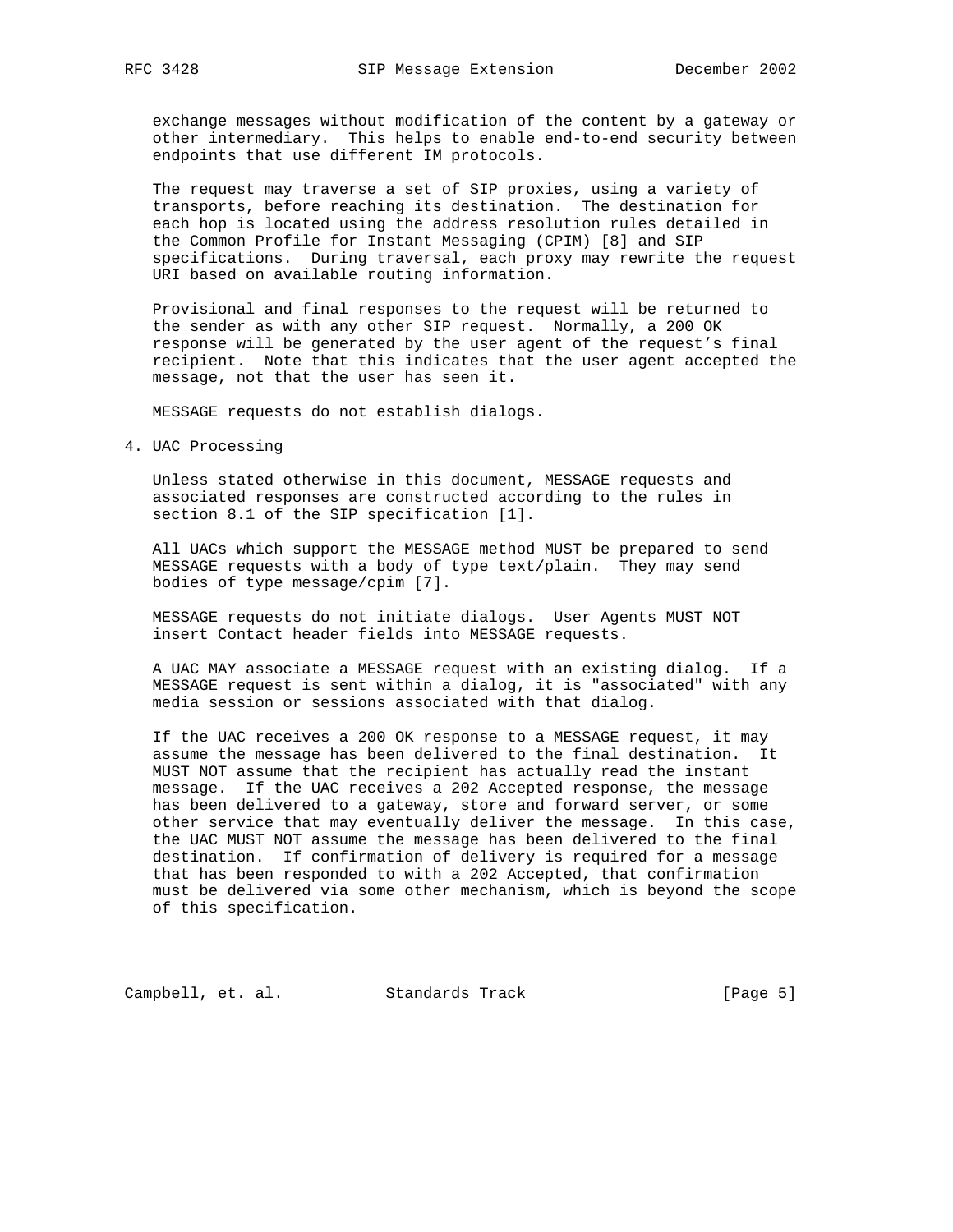exchange messages without modification of the content by a gateway or other intermediary. This helps to enable end-to-end security between endpoints that use different IM protocols.

The request may traverse a set of SIP proxies, using a variety of transports, before reaching its destination. The destination for each hop is located using the address resolution rules detailed in the Common Profile for Instant Messaging (CPIM) [8] and SIP specifications. During traversal, each proxy may rewrite the request URI based on available routing information.

Provisional and final responses to the request will be returned to the sender as with any other SIP request. Normally, a 200 OK response will be generated by the user agent of the request's final recipient. Note that this indicates that the user agent accepted the message, not that the user has seen it.

MESSAGE requests do not establish dialogs.

## 4. UAC Processing

Unless stated otherwise in this document, MESSAGE requests and associated responses are constructed according to the rules in section 8.1 of the SIP specification [1].

All UACs which support the MESSAGE method MUST be prepared to send MESSAGE requests with a body of type text/plain. They may send bodies of type message/cpim [7].

MESSAGE requests do not initiate dialogs. User Agents MUST NOT insert Contact header fields into MESSAGE requests.

A UAC MAY associate a MESSAGE request with an existing dialog. If a MESSAGE request is sent within a dialog, it is "associated" with any media session or sessions associated with that dialog.

If the UAC receives a 200 OK response to a MESSAGE request, it may assume the message has been delivered to the final destination. It MUST NOT assume that the recipient has actually read the instant message. If the UAC receives a 202 Accepted response, the message has been delivered to a gateway, store and forward server, or some other service that may eventually deliver the message. In this case, the UAC MUST NOT assume the message has been delivered to the final destination. If confirmation of delivery is required for a message that has been responded to with a 202 Accepted, that confirmation must be delivered via some other mechanism, which is beyond the scope of this specification.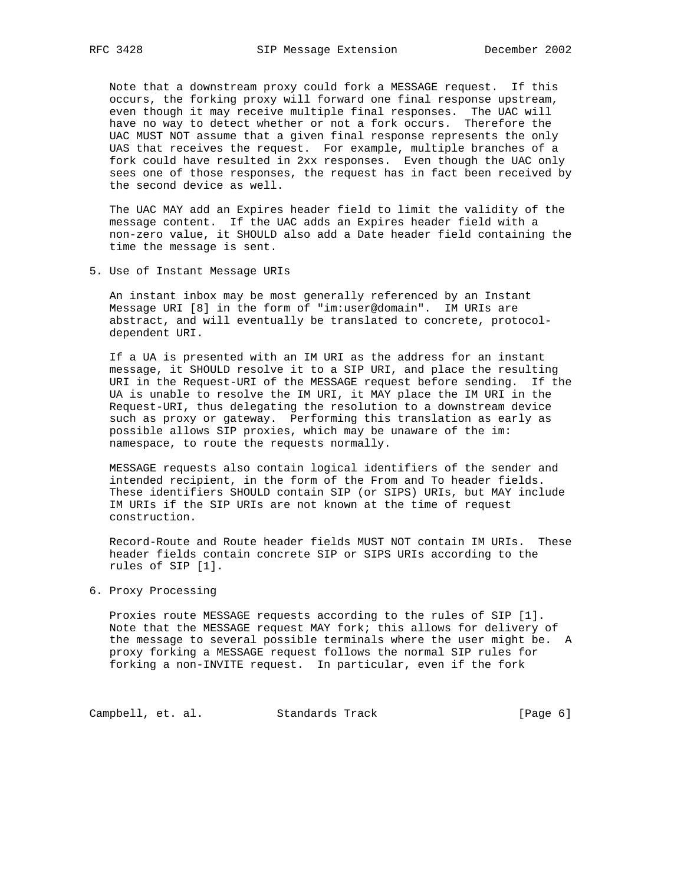Note that a downstream proxy could fork a MESSAGE request. If this occurs, the forking proxy will forward one final response upstream, even though it may receive multiple final responses. The UAC will have no way to detect whether or not a fork occurs. Therefore the UAC MUST NOT assume that a given final response represents the only UAS that receives the request. For example, multiple branches of a fork could have resulted in 2xx responses. Even though the UAC only sees one of those responses, the request has in fact been received by the second device as well.

The UAC MAY add an Expires header field to limit the validity of the message content. If the UAC adds an Expires header field with a non-zero value, it SHOULD also add a Date header field containing the time the message is sent.

## 5. Use of Instant Message URIs

An instant inbox may be most generally referenced by an Instant Message URI [8] in the form of "im:user@domain". IM URIs are abstract, and will eventually be translated to concrete, protocol-dependent URI.

If a UA is presented with an IM URI as the address for an instant message, it SHOULD resolve it to a SIP URI, and place the resulting URI in the Request-URI of the MESSAGE request before sending. If the UA is unable to resolve the IM URI, it MAY place the IM URI in the Request-URI, thus delegating the resolution to a downstream device such as proxy or gateway. Performing this translation as early as possible allows SIP proxies, which may be unaware of the im: namespace, to route the requests normally.

MESSAGE requests also contain logical identifiers of the sender and intended recipient, in the form of the From and To header fields. These identifiers SHOULD contain SIP (or SIPS) URIs, but MAY include IM URIs if the SIP URIs are not known at the time of request construction.

Record-Route and Route header fields MUST NOT contain IM URIs. These header fields contain concrete SIP or SIPS URIs according to the rules of SIP [1].

## 6. Proxy Processing

Proxies route MESSAGE requests according to the rules of SIP [1]. Note that the MESSAGE request MAY fork; this allows for delivery of the message to several possible terminals where the user might be. A proxy forking a MESSAGE request follows the normal SIP rules for forking a non-INVITE request. In particular, even if the fork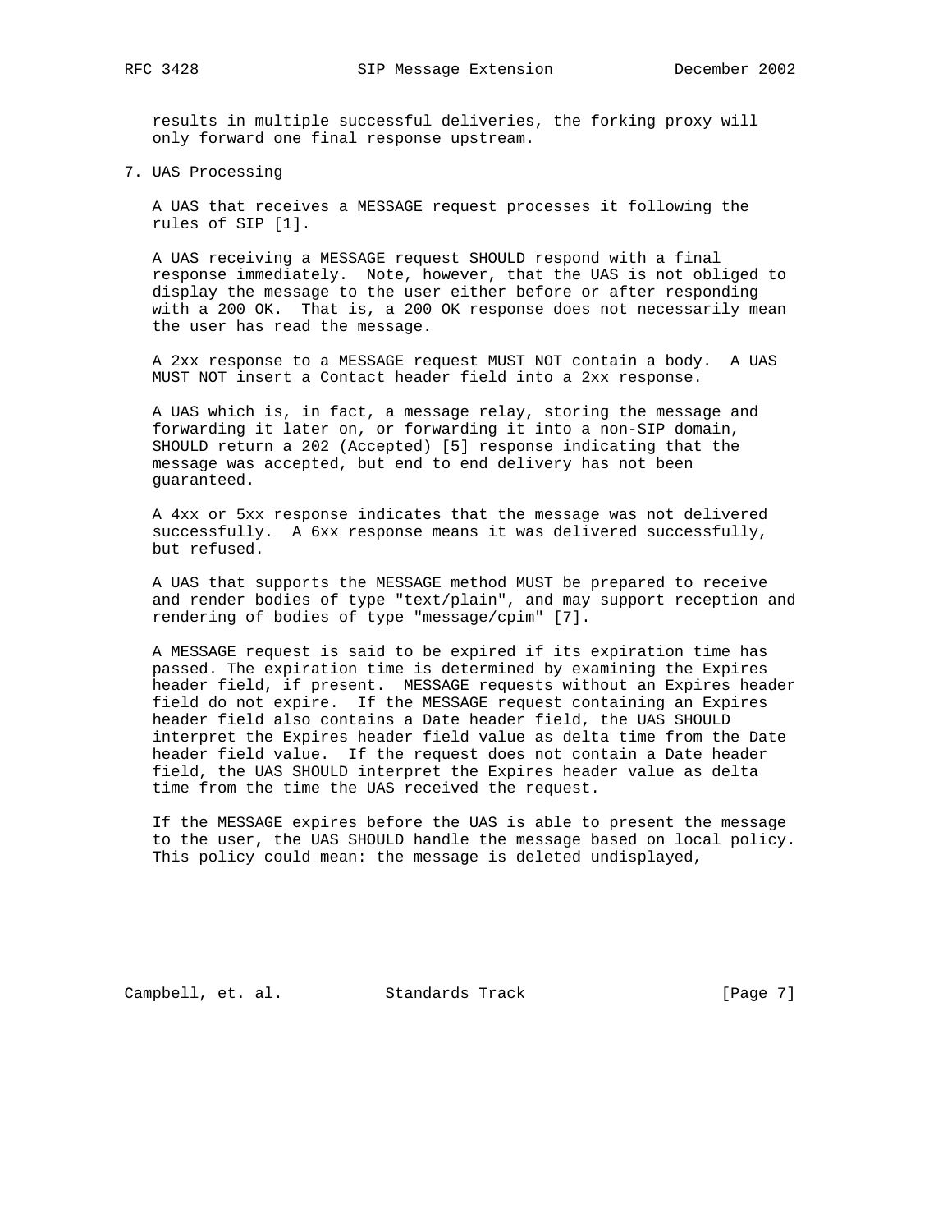results in multiple successful deliveries, the forking proxy will only forward one final response upstream.

## 7. UAS Processing

A UAS that receives a MESSAGE request processes it following the rules of SIP [1].

A UAS receiving a MESSAGE request SHOULD respond with a final response immediately. Note, however, that the UAS is not obliged to display the message to the user either before or after responding with a 200 OK. That is, a 200 OK response does not necessarily mean the user has read the message.

A 2xx response to a MESSAGE request MUST NOT contain a body. A UAS MUST NOT insert a Contact header field into a 2xx response.

A UAS which is, in fact, a message relay, storing the message and forwarding it later on, or forwarding it into a non-SIP domain, SHOULD return a 202 (Accepted) [5] response indicating that the message was accepted, but end to end delivery has not been guaranteed.

A 4xx or 5xx response indicates that the message was not delivered successfully. A 6xx response means it was delivered successfully, but refused.

A UAS that supports the MESSAGE method MUST be prepared to receive and render bodies of type "text/plain", and may support reception and rendering of bodies of type "message/cpim" [7].

A MESSAGE request is said to be expired if its expiration time has passed. The expiration time is determined by examining the Expires header field, if present. MESSAGE requests without an Expires header field do not expire. If the MESSAGE request containing an Expires header field also contains a Date header field, the UAS SHOULD interpret the Expires header field value as delta time from the Date header field value. If the request does not contain a Date header field, the UAS SHOULD interpret the Expires header value as delta time from the time the UAS received the request.

If the MESSAGE expires before the UAS is able to present the message to the user, the UAS SHOULD handle the message based on local policy. This policy could mean: the message is deleted undisplayed,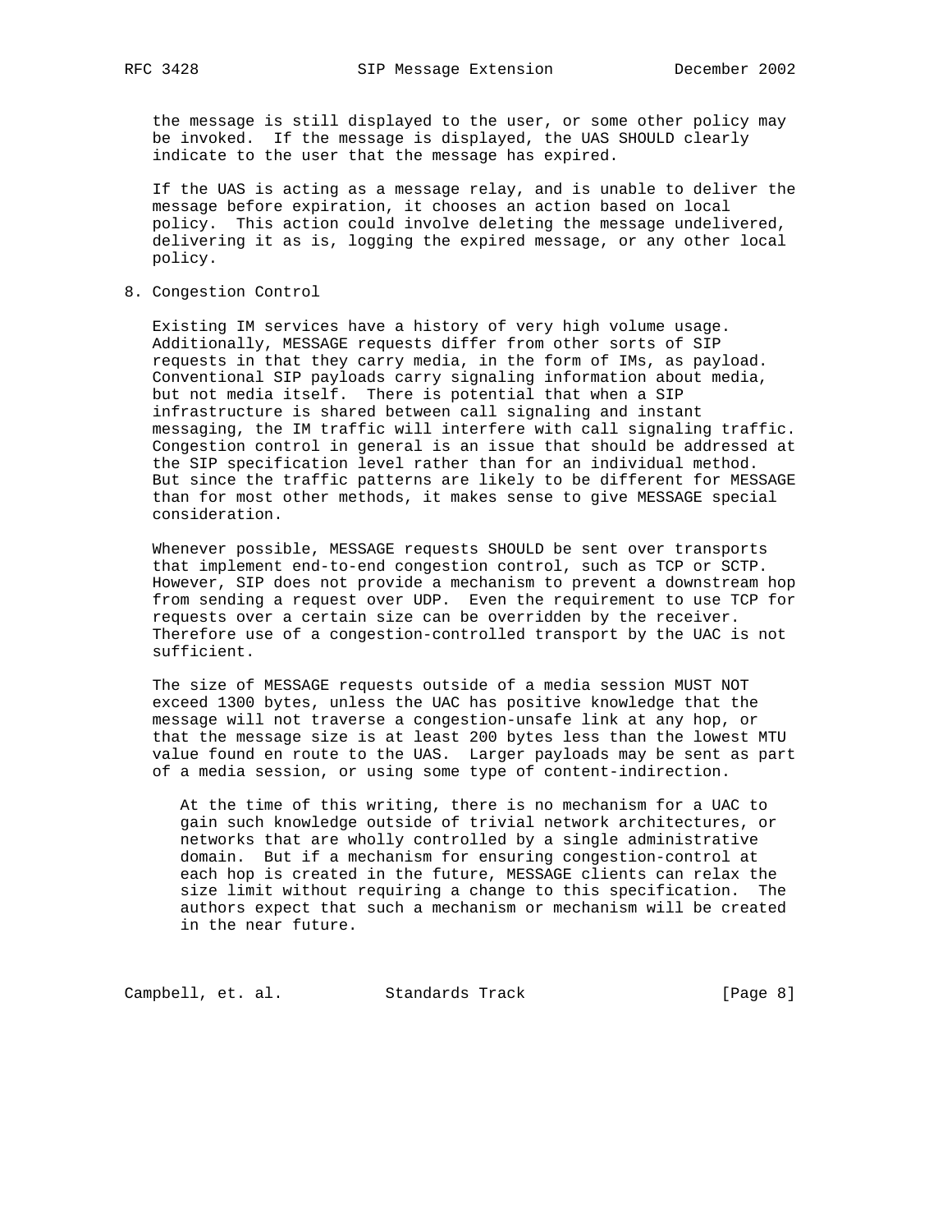the message is still displayed to the user, or some other policy may be invoked. If the message is displayed, the UAS SHOULD clearly indicate to the user that the message has expired.

If the UAS is acting as a message relay, and is unable to deliver the message before expiration, it chooses an action based on local policy. This action could involve deleting the message undelivered, delivering it as is, logging the expired message, or any other local policy.

## 8. Congestion Control

Existing IM services have a history of very high volume usage. Additionally, MESSAGE requests differ from other sorts of SIP requests in that they carry media, in the form of IMs, as payload. Conventional SIP payloads carry signaling information about media, but not media itself. There is potential that when a SIP infrastructure is shared between call signaling and instant messaging, the IM traffic will interfere with call signaling traffic. Congestion control in general is an issue that should be addressed at the SIP specification level rather than for an individual method. But since the traffic patterns are likely to be different for MESSAGE than for most other methods, it makes sense to give MESSAGE special consideration.

Whenever possible, MESSAGE requests SHOULD be sent over transports that implement end-to-end congestion control, such as TCP or SCTP. However, SIP does not provide a mechanism to prevent a downstream hop from sending a request over UDP. Even the requirement to use TCP for requests over a certain size can be overridden by the receiver. Therefore use of a congestion-controlled transport by the UAC is not sufficient.

The size of MESSAGE requests outside of a media session MUST NOT exceed 1300 bytes, unless the UAC has positive knowledge that the message will not traverse a congestion-unsafe link at any hop, or that the message size is at least 200 bytes less than the lowest MTU value found en route to the UAS. Larger payloads may be sent as part of a media session, or using some type of content-indirection.

> At the time of this writing, there is no mechanism for a UAC to gain such knowledge outside of trivial network architectures, or networks that are wholly controlled by a single administrative domain. But if a mechanism for ensuring congestion-control at each hop is created in the future, MESSAGE clients can relax the size limit without requiring a change to this specification. The authors expect that such a mechanism or mechanism will be created in the near future.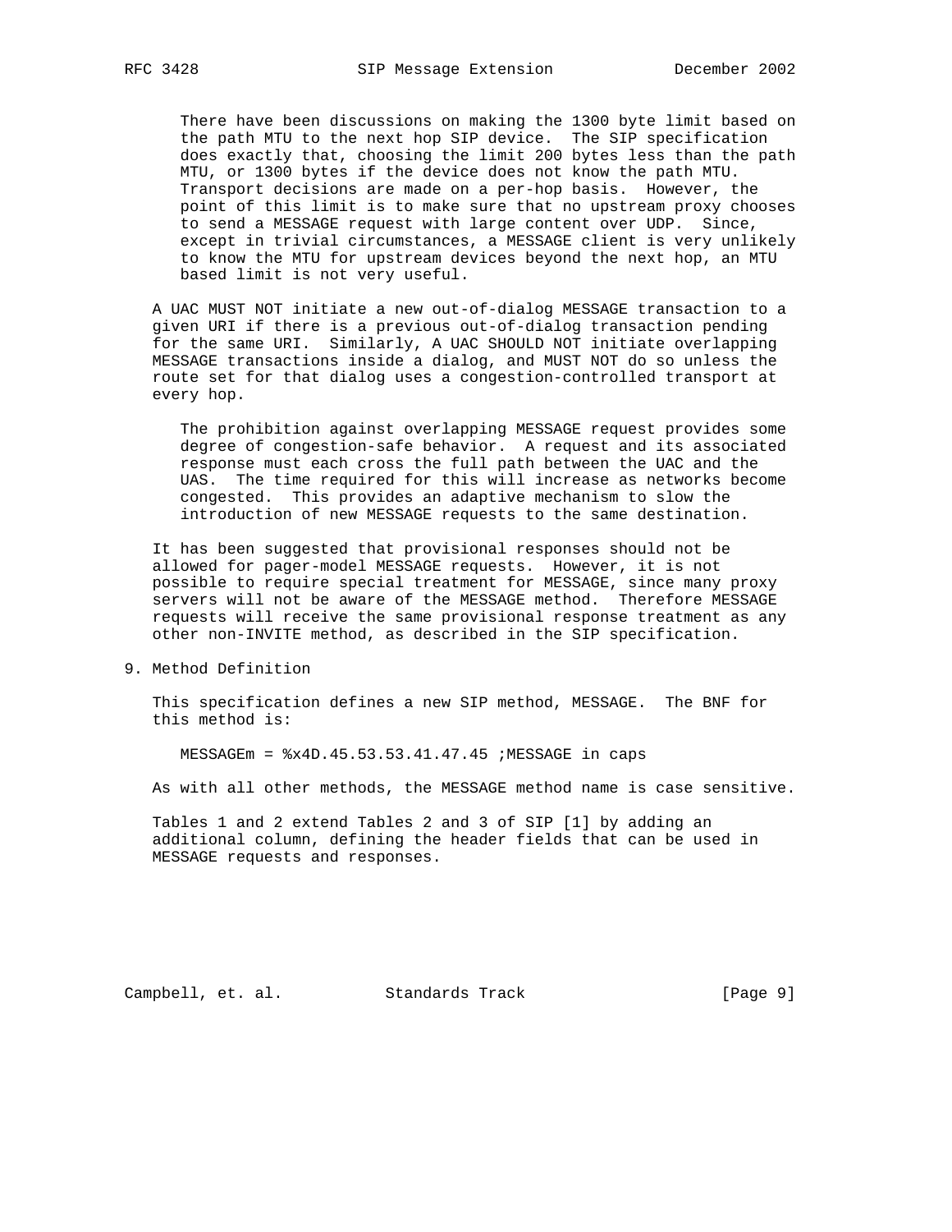There have been discussions on making the 1300 byte limit based on the path MTU to the next hop SIP device. The SIP specification does exactly that, choosing the limit 200 bytes less than the path MTU, or 1300 bytes if the device does not know the path MTU. Transport decisions are made on a per-hop basis. However, the point of this limit is to make sure that no upstream proxy chooses to send a MESSAGE request with large content over UDP. Since, except in trivial circumstances, a MESSAGE client is very unlikely to know the MTU for upstream devices beyond the next hop, an MTU based limit is not very useful.

A UAC MUST NOT initiate a new out-of-dialog MESSAGE transaction to a given URI if there is a previous out-of-dialog transaction pending for the same URI. Similarly, A UAC SHOULD NOT initiate overlapping MESSAGE transactions inside a dialog, and MUST NOT do so unless the route set for that dialog uses a congestion-controlled transport at every hop.

The prohibition against overlapping MESSAGE request provides some degree of congestion-safe behavior. A request and its associated response must each cross the full path between the UAC and the UAS. The time required for this will increase as networks become congested. This provides an adaptive mechanism to slow the introduction of new MESSAGE requests to the same destination.

It has been suggested that provisional responses should not be allowed for pager-model MESSAGE requests. However, it is not possible to require special treatment for MESSAGE, since many proxy servers will not be aware of the MESSAGE method. Therefore MESSAGE requests will receive the same provisional response treatment as any other non-INVITE method, as described in the SIP specification.

## 9. Method Definition

This specification defines a new SIP method, MESSAGE. The BNF for this method is:

```
MESSAGEm = %x4D.45.53.53.41.47.45 ;MESSAGE in caps
```

As with all other methods, the MESSAGE method name is case sensitive.

Tables 1 and 2 extend Tables 2 and 3 of SIP [1] by adding an additional column, defining the header fields that can be used in MESSAGE requests and responses.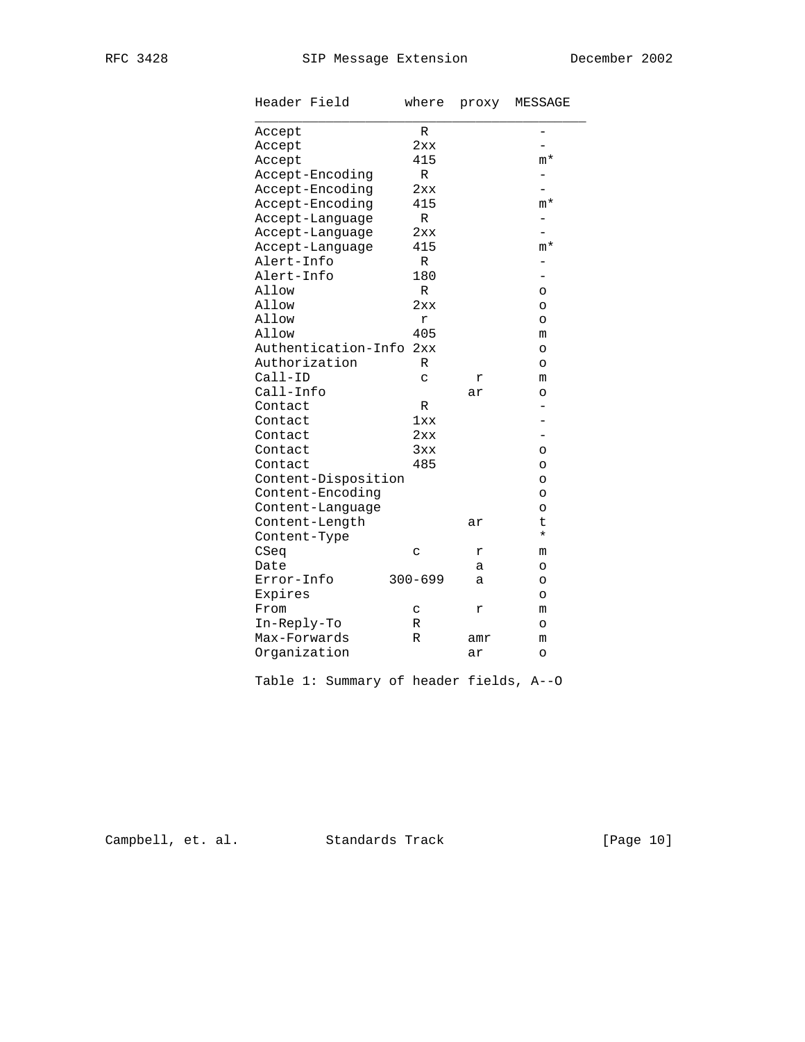| Header Field | where | proxy | MESSAGE |
|---|---|---|---|
| Accept | R | | - |
| Accept | 2xx | | - |
| Accept | 415 | | m* |
| Accept-Encoding | R | | - |
| Accept-Encoding | 2xx | | - |
| Accept-Encoding | 415 | | m* |
| Accept-Language | R | | - |
| Accept-Language | 2xx | | - |
| Accept-Language | 415 | | m* |
| Alert-Info | R | | - |
| Alert-Info | 180 | | - |
| Allow | R | | o |
| Allow | 2xx | | o |
| Allow | r | | o |
| Allow | 405 | | m |
| Authentication-Info | 2xx | | o |
| Authorization | R | | o |
| Call-ID | c | r | m |
| Call-Info | | ar | o |
| Contact | R | | - |
| Contact | 1xx | | - |
| Contact | 2xx | | - |
| Contact | 3xx | | o |
| Contact | 485 | | o |
| Content-Disposition | | | o |
| Content-Encoding | | | o |
| Content-Language | | | o |
| Content-Length | | ar | t |
| Content-Type | | | * |
| CSeq | c | r | m |
| Date | | a | o |
| Error-Info | 300-699 | a | o |
| Expires | | | o |
| From | c | r | m |
| In-Reply-To | R | | o |
| Max-Forwards | R | amr | m |
| Organization | | ar | o |

Table 1: Summary of header fields, A--O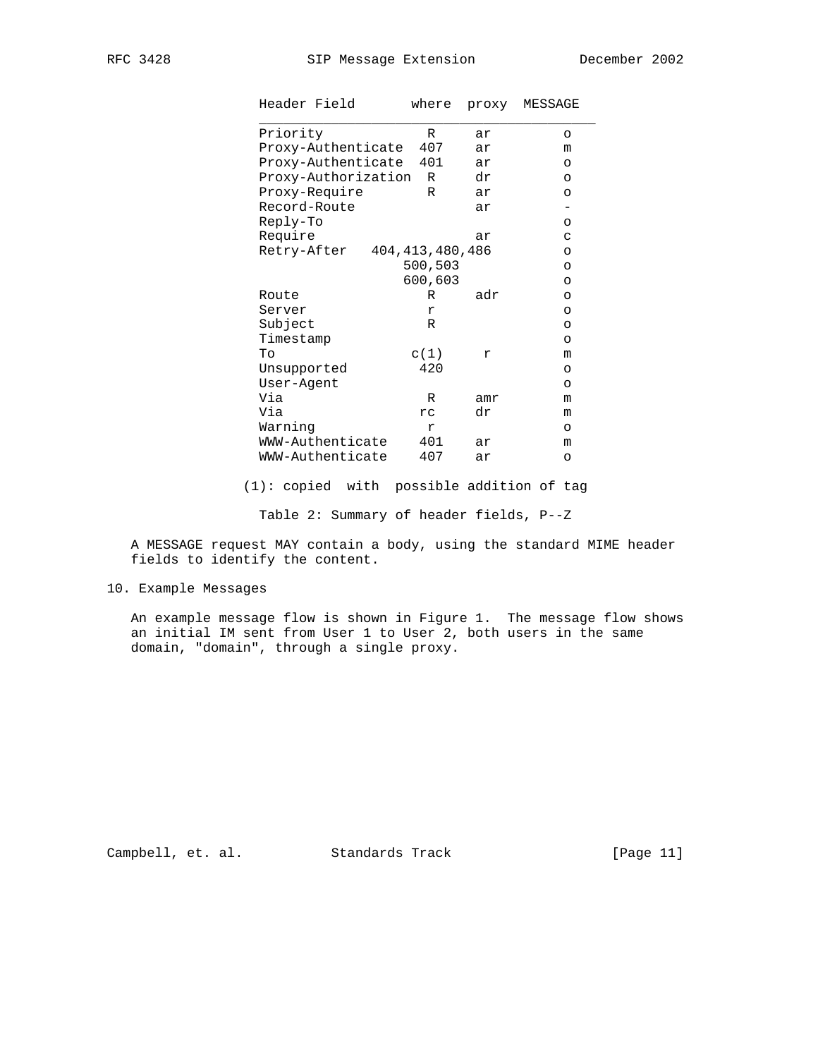| Header Field | where | proxy | MESSAGE |
|---|---|---|---|
| Priority | R | ar | o |
| Proxy-Authenticate | 407 | ar | m |
| Proxy-Authenticate | 401 | ar | o |
| Proxy-Authorization | R | dr | o |
| Proxy-Require | R | ar | o |
| Record-Route | | ar | - |
| Reply-To | | | o |
| Require | | ar | c |
| Retry-After | 404,413,480,486 | | o |
| | 500,503 | | o |
| | 600,603 | | o |
| Route | R | adr | o |
| Server | r | | o |
| Subject | R | | o |
| Timestamp | | | o |
| To | c(1) | r | m |
| Unsupported | 420 | | o |
| User-Agent | | | o |
| Via | R | amr | m |
| Via | rc | dr | m |
| Warning | r | | o |
| WWW-Authenticate | 401 | ar | m |
| WWW-Authenticate | 407 | ar | o |

(1): copied with possible addition of tag

Table 2: Summary of header fields, P--Z

A MESSAGE request MAY contain a body, using the standard MIME header fields to identify the content.

## 10. Example Messages

An example message flow is shown in Figure 1. The message flow shows an initial IM sent from User 1 to User 2, both users in the same domain, "domain", through a single proxy.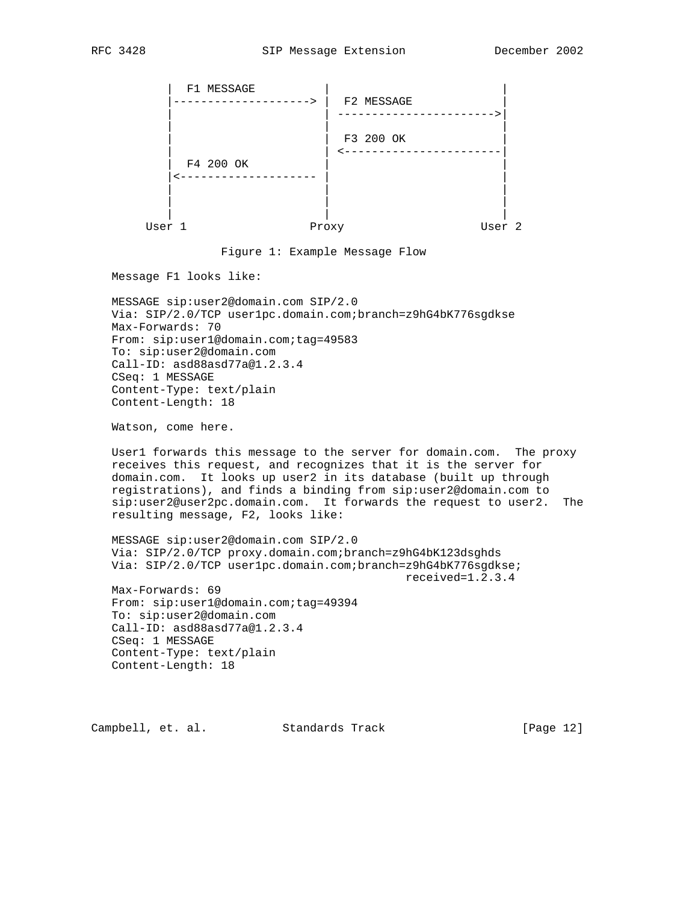```
          |  F1 MESSAGE          |                        |
          |--------------------> |  F2 MESSAGE            |
          |                      | ---------------------->|
          |                      |                        |
          |                      |  F3 200 OK             |
          |                      | <----------------------|
          |  F4 200 OK           |                        |
          |<-------------------- |                        |
          |                      |                        |
          |                      |                        |
          |                      |                        |
       User 1                  Proxy                  User 2
```

Figure 1: Example Message Flow

Message F1 looks like:

```
MESSAGE sip:user2@domain.com SIP/2.0
Via: SIP/2.0/TCP user1pc.domain.com;branch=z9hG4bK776sgdkse
Max-Forwards: 70
From: sip:user1@domain.com;tag=49583
To: sip:user2@domain.com
Call-ID: asd88asd77a@1.2.3.4
CSeq: 1 MESSAGE
Content-Type: text/plain
Content-Length: 18

Watson, come here.
```

User1 forwards this message to the server for domain.com. The proxy receives this request, and recognizes that it is the server for domain.com. It looks up user2 in its database (built up through registrations), and finds a binding from sip:user2@domain.com to sip:user2@user2pc.domain.com. It forwards the request to user2. The resulting message, F2, looks like:

```
MESSAGE sip:user2@domain.com SIP/2.0
Via: SIP/2.0/TCP proxy.domain.com;branch=z9hG4bK123dsghds
Via: SIP/2.0/TCP user1pc.domain.com;branch=z9hG4bK776sgdkse;
                                         received=1.2.3.4
Max-Forwards: 69
From: sip:user1@domain.com;tag=49394
To: sip:user2@domain.com
Call-ID: asd88asd77a@1.2.3.4
CSeq: 1 MESSAGE
Content-Type: text/plain
Content-Length: 18
```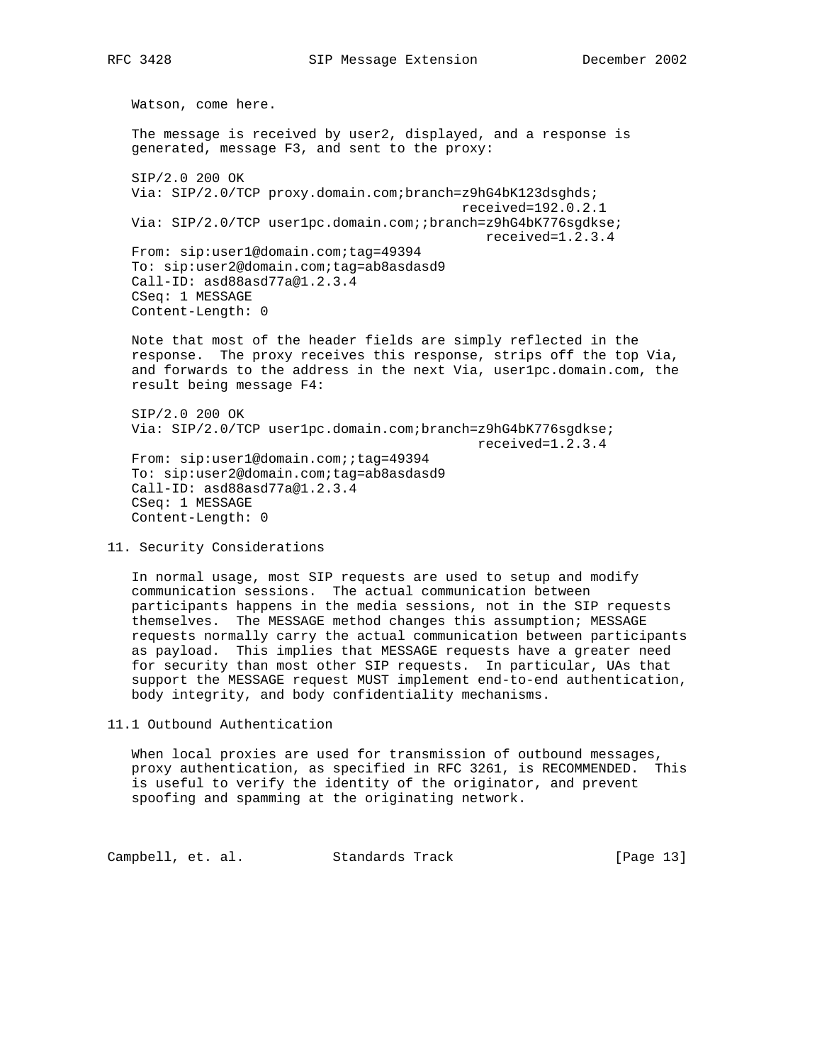Watson, come here.

The message is received by user2, displayed, and a response is generated, message F3, and sent to the proxy:

```
SIP/2.0 200 OK
Via: SIP/2.0/TCP proxy.domain.com;branch=z9hG4bK123dsghds;
                                         received=192.0.2.1
Via: SIP/2.0/TCP user1pc.domain.com;;branch=z9hG4bK776sgdkse;
                                            received=1.2.3.4
From: sip:user1@domain.com;tag=49394
To: sip:user2@domain.com;tag=ab8asdasd9
Call-ID: asd88asd77a@1.2.3.4
CSeq: 1 MESSAGE
Content-Length: 0
```

Note that most of the header fields are simply reflected in the response. The proxy receives this response, strips off the top Via, and forwards to the address in the next Via, user1pc.domain.com, the result being message F4:

```
SIP/2.0 200 OK
Via: SIP/2.0/TCP user1pc.domain.com;branch=z9hG4bK776sgdkse;
                                           received=1.2.3.4
From: sip:user1@domain.com;;tag=49394
To: sip:user2@domain.com;tag=ab8asdasd9
Call-ID: asd88asd77a@1.2.3.4
CSeq: 1 MESSAGE
Content-Length: 0
```

## 11. Security Considerations

In normal usage, most SIP requests are used to setup and modify communication sessions. The actual communication between participants happens in the media sessions, not in the SIP requests themselves. The MESSAGE method changes this assumption; MESSAGE requests normally carry the actual communication between participants as payload. This implies that MESSAGE requests have a greater need for security than most other SIP requests. In particular, UAs that support the MESSAGE request MUST implement end-to-end authentication, body integrity, and body confidentiality mechanisms.

### 11.1 Outbound Authentication

When local proxies are used for transmission of outbound messages, proxy authentication, as specified in RFC 3261, is RECOMMENDED. This is useful to verify the identity of the originator, and prevent spoofing and spamming at the originating network.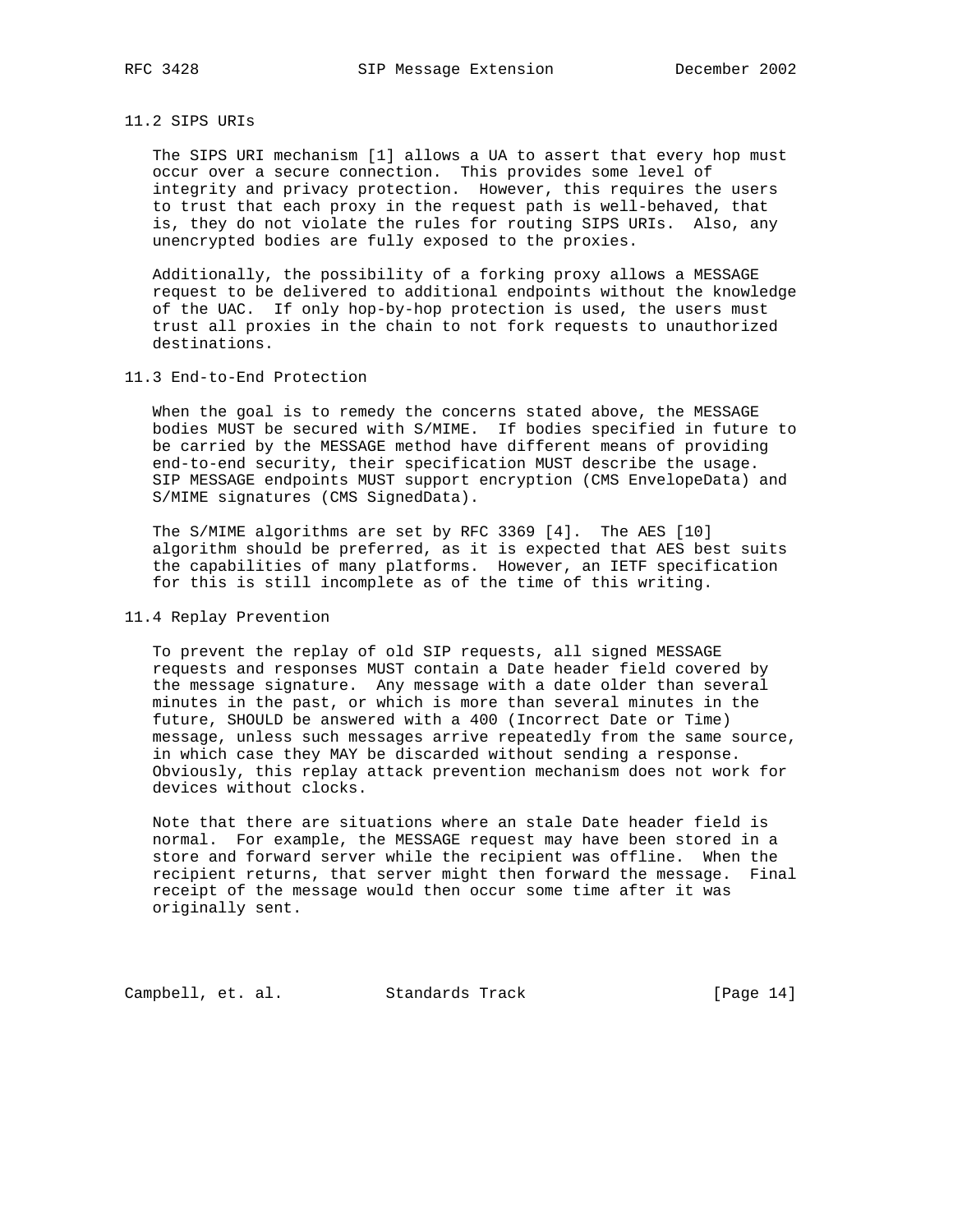### 11.2 SIPS URIs

The SIPS URI mechanism [1] allows a UA to assert that every hop must occur over a secure connection. This provides some level of integrity and privacy protection. However, this requires the users to trust that each proxy in the request path is well-behaved, that is, they do not violate the rules for routing SIPS URIs. Also, any unencrypted bodies are fully exposed to the proxies.

Additionally, the possibility of a forking proxy allows a MESSAGE request to be delivered to additional endpoints without the knowledge of the UAC. If only hop-by-hop protection is used, the users must trust all proxies in the chain to not fork requests to unauthorized destinations.

### 11.3 End-to-End Protection

When the goal is to remedy the concerns stated above, the MESSAGE bodies MUST be secured with S/MIME. If bodies specified in future to be carried by the MESSAGE method have different means of providing end-to-end security, their specification MUST describe the usage. SIP MESSAGE endpoints MUST support encryption (CMS EnvelopeData) and S/MIME signatures (CMS SignedData).

The S/MIME algorithms are set by RFC 3369 [4]. The AES [10] algorithm should be preferred, as it is expected that AES best suits the capabilities of many platforms. However, an IETF specification for this is still incomplete as of the time of this writing.

### 11.4 Replay Prevention

To prevent the replay of old SIP requests, all signed MESSAGE requests and responses MUST contain a Date header field covered by the message signature. Any message with a date older than several minutes in the past, or which is more than several minutes in the future, SHOULD be answered with a 400 (Incorrect Date or Time) message, unless such messages arrive repeatedly from the same source, in which case they MAY be discarded without sending a response. Obviously, this replay attack prevention mechanism does not work for devices without clocks.

Note that there are situations where an stale Date header field is normal. For example, the MESSAGE request may have been stored in a store and forward server while the recipient was offline. When the recipient returns, that server might then forward the message. Final receipt of the message would then occur some time after it was originally sent.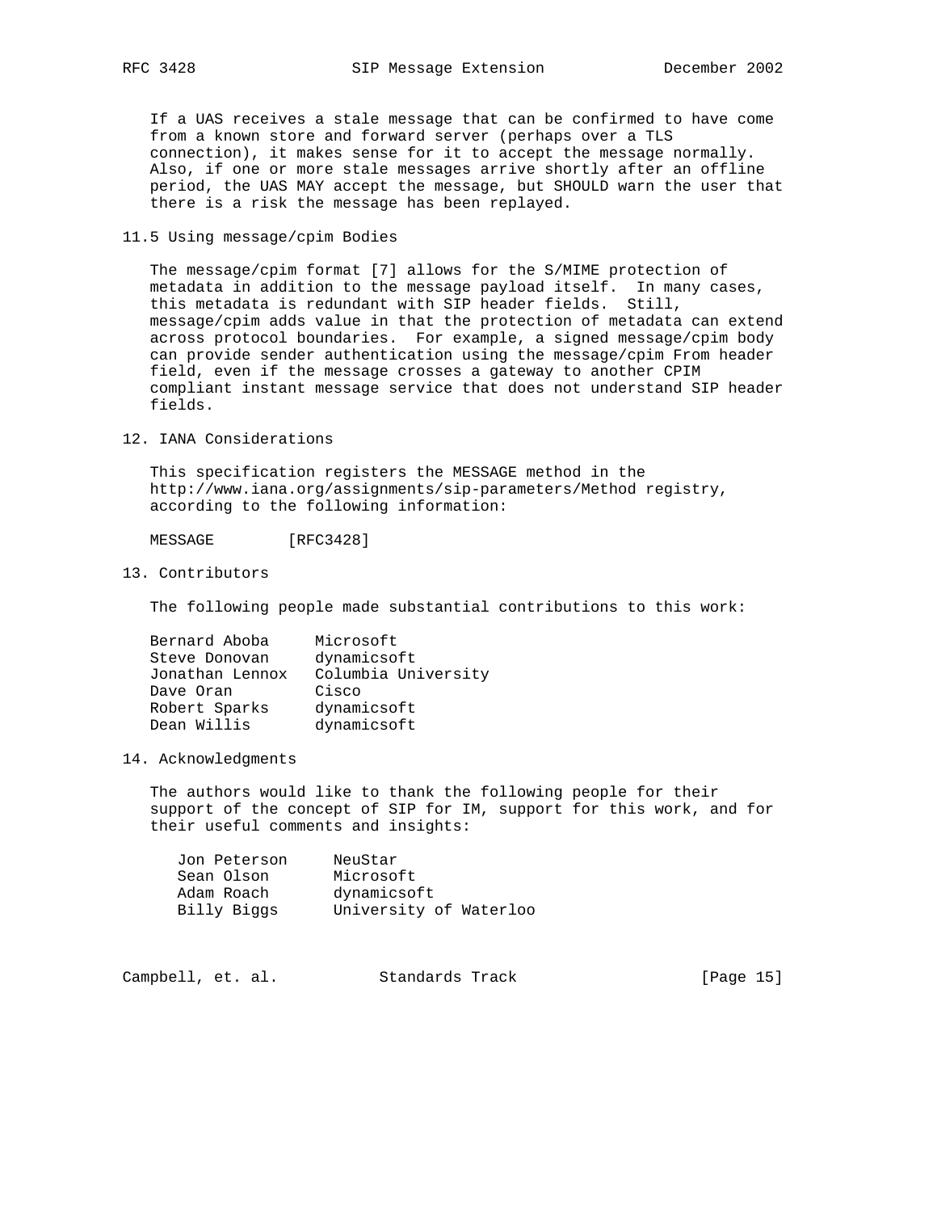If a UAS receives a stale message that can be confirmed to have come from a known store and forward server (perhaps over a TLS connection), it makes sense for it to accept the message normally. Also, if one or more stale messages arrive shortly after an offline period, the UAS MAY accept the message, but SHOULD warn the user that there is a risk the message has been replayed.

### 11.5 Using message/cpim Bodies

The message/cpim format [7] allows for the S/MIME protection of metadata in addition to the message payload itself. In many cases, this metadata is redundant with SIP header fields. Still, message/cpim adds value in that the protection of metadata can extend across protocol boundaries. For example, a signed message/cpim body can provide sender authentication using the message/cpim From header field, even if the message crosses a gateway to another CPIM compliant instant message service that does not understand SIP header fields.

## 12. IANA Considerations

This specification registers the MESSAGE method in the http://www.iana.org/assignments/sip-parameters/Method registry, according to the following information:

```
MESSAGE        [RFC3428]
```

## 13. Contributors

The following people made substantial contributions to this work:

```
Bernard Aboba     Microsoft
Steve Donovan     dynamicsoft
Jonathan Lennox   Columbia University
Dave Oran         Cisco
Robert Sparks     dynamicsoft
Dean Willis       dynamicsoft
```

## 14. Acknowledgments

The authors would like to thank the following people for their support of the concept of SIP for IM, support for this work, and for their useful comments and insights:

```
Jon Peterson     NeuStar
Sean Olson       Microsoft
Adam Roach       dynamicsoft
Billy Biggs      University of Waterloo
```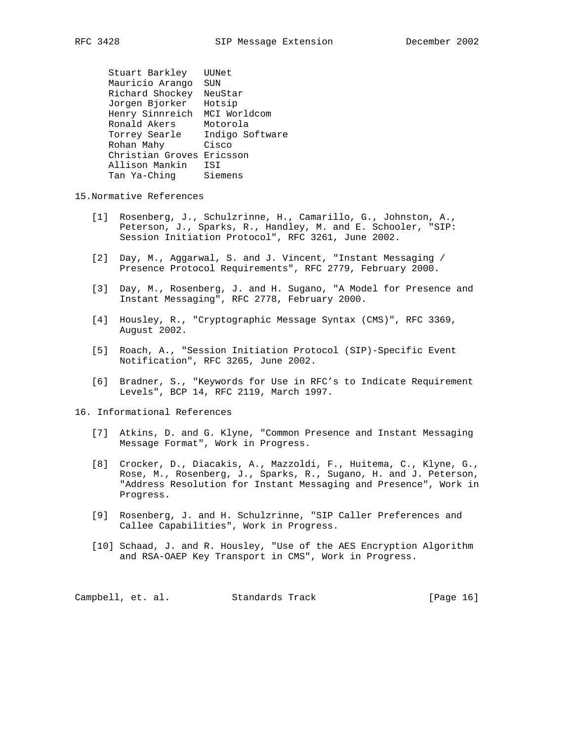| | |
|---|---|
| Stuart Barkley | UUNet |
| Mauricio Arango | SUN |
| Richard Shockey | NeuStar |
| Jorgen Bjorker | Hotsip |
| Henry Sinnreich | MCI Worldcom |
| Ronald Akers | Motorola |
| Torrey Searle | Indigo Software |
| Rohan Mahy | Cisco |
| Christian Groves | Ericsson |
| Allison Mankin | ISI |
| Tan Ya-Ching | Siemens |

## 15.Normative References

[1] Rosenberg, J., Schulzrinne, H., Camarillo, G., Johnston, A., Peterson, J., Sparks, R., Handley, M. and E. Schooler, "SIP: Session Initiation Protocol", RFC 3261, June 2002.

[2] Day, M., Aggarwal, S. and J. Vincent, "Instant Messaging / Presence Protocol Requirements", RFC 2779, February 2000.

[3] Day, M., Rosenberg, J. and H. Sugano, "A Model for Presence and Instant Messaging", RFC 2778, February 2000.

[4] Housley, R., "Cryptographic Message Syntax (CMS)", RFC 3369, August 2002.

[5] Roach, A., "Session Initiation Protocol (SIP)-Specific Event Notification", RFC 3265, June 2002.

[6] Bradner, S., "Keywords for Use in RFC's to Indicate Requirement Levels", BCP 14, RFC 2119, March 1997.

## 16. Informational References

[7] Atkins, D. and G. Klyne, "Common Presence and Instant Messaging Message Format", Work in Progress.

[8] Crocker, D., Diacakis, A., Mazzoldi, F., Huitema, C., Klyne, G., Rose, M., Rosenberg, J., Sparks, R., Sugano, H. and J. Peterson, "Address Resolution for Instant Messaging and Presence", Work in Progress.

[9] Rosenberg, J. and H. Schulzrinne, "SIP Caller Preferences and Callee Capabilities", Work in Progress.

[10] Schaad, J. and R. Housley, "Use of the AES Encryption Algorithm and RSA-OAEP Key Transport in CMS", Work in Progress.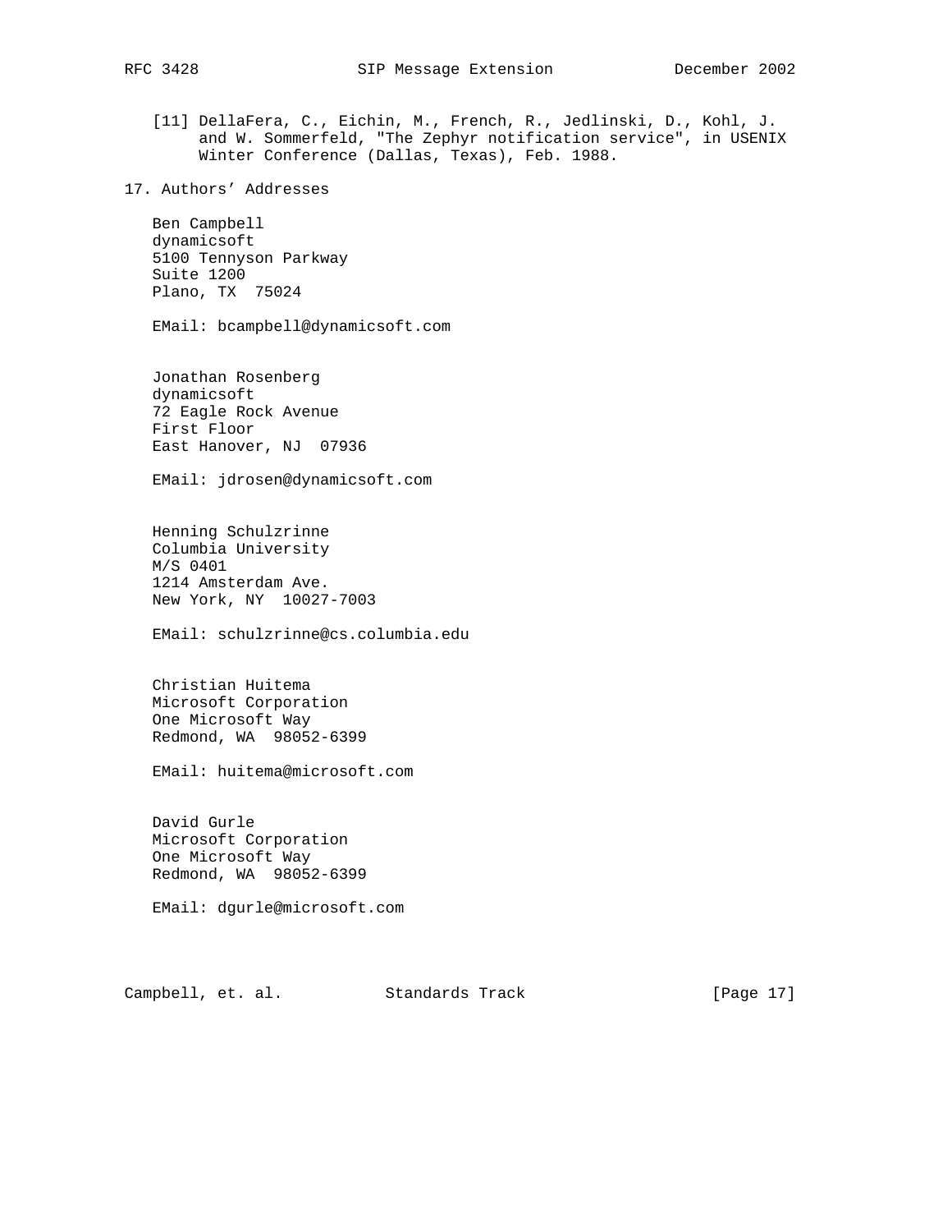[11] DellaFera, C., Eichin, M., French, R., Jedlinski, D., Kohl, J. and W. Sommerfeld, "The Zephyr notification service", in USENIX Winter Conference (Dallas, Texas), Feb. 1988.

## 17. Authors' Addresses

Ben Campbell
dynamicsoft
5100 Tennyson Parkway
Suite 1200
Plano, TX  75024

EMail: bcampbell@dynamicsoft.com

Jonathan Rosenberg
dynamicsoft
72 Eagle Rock Avenue
First Floor
East Hanover, NJ  07936

EMail: jdrosen@dynamicsoft.com

Henning Schulzrinne
Columbia University
M/S 0401
1214 Amsterdam Ave.
New York, NY  10027-7003

EMail: schulzrinne@cs.columbia.edu

Christian Huitema
Microsoft Corporation
One Microsoft Way
Redmond, WA  98052-6399

EMail: huitema@microsoft.com

David Gurle
Microsoft Corporation
One Microsoft Way
Redmond, WA  98052-6399

EMail: dgurle@microsoft.com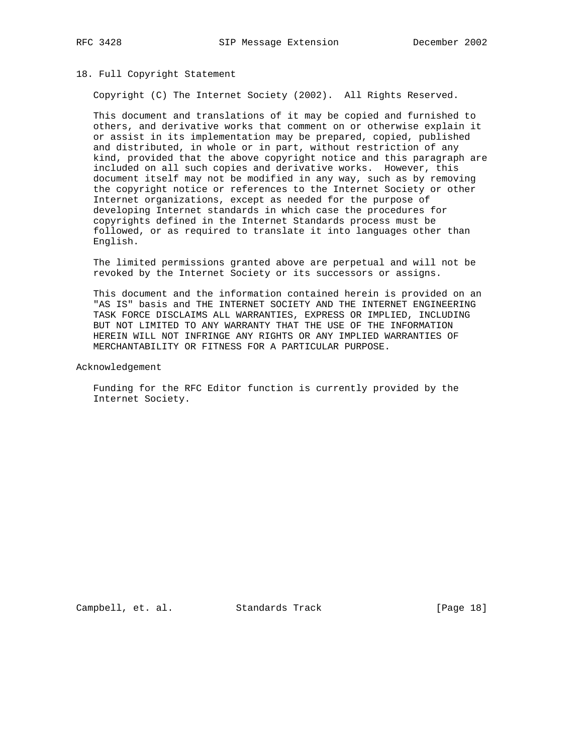## 18. Full Copyright Statement

Copyright (C) The Internet Society (2002). All Rights Reserved.

This document and translations of it may be copied and furnished to others, and derivative works that comment on or otherwise explain it or assist in its implementation may be prepared, copied, published and distributed, in whole or in part, without restriction of any kind, provided that the above copyright notice and this paragraph are included on all such copies and derivative works. However, this document itself may not be modified in any way, such as by removing the copyright notice or references to the Internet Society or other Internet organizations, except as needed for the purpose of developing Internet standards in which case the procedures for copyrights defined in the Internet Standards process must be followed, or as required to translate it into languages other than English.

The limited permissions granted above are perpetual and will not be revoked by the Internet Society or its successors or assigns.

This document and the information contained herein is provided on an "AS IS" basis and THE INTERNET SOCIETY AND THE INTERNET ENGINEERING TASK FORCE DISCLAIMS ALL WARRANTIES, EXPRESS OR IMPLIED, INCLUDING BUT NOT LIMITED TO ANY WARRANTY THAT THE USE OF THE INFORMATION HEREIN WILL NOT INFRINGE ANY RIGHTS OR ANY IMPLIED WARRANTIES OF MERCHANTABILITY OR FITNESS FOR A PARTICULAR PURPOSE.

## Acknowledgement

Funding for the RFC Editor function is currently provided by the Internet Society.